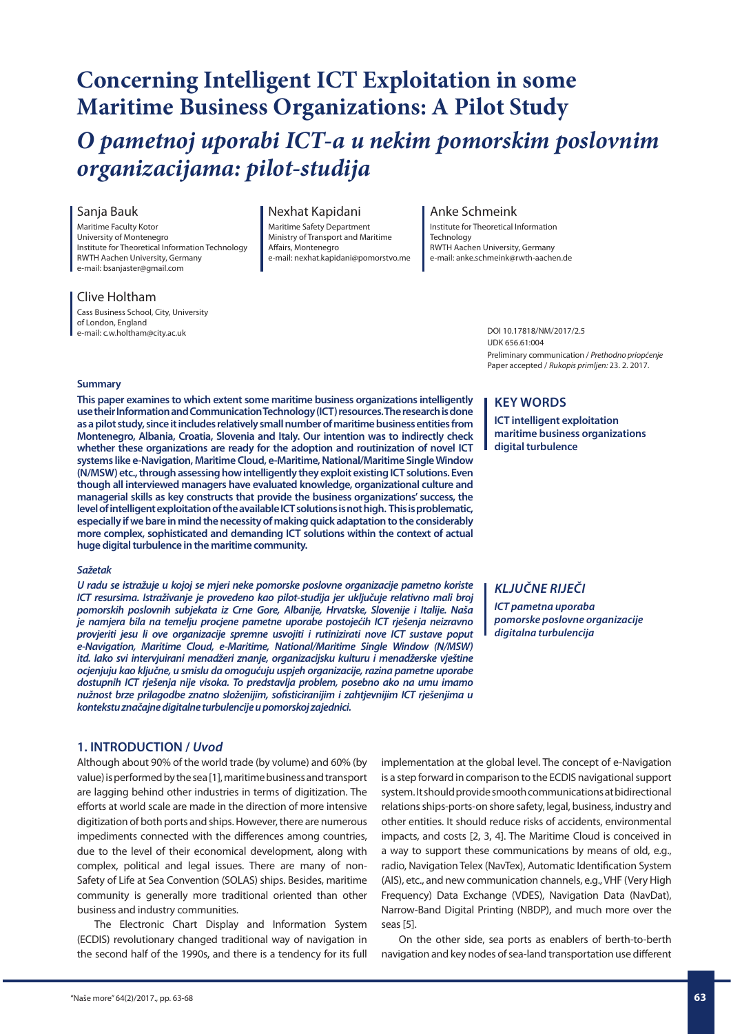# Concerning Intelligent ICT Exploitation in some Maritime Business Organizations: A Pilot Study

# *O pametnoj uporabi ICT-a u nekim pomorskim poslovnim organizacijama: pilot-studija*

**Sanja Bauk**
Maritime Faculty Kotor
University of Montenegro
Institute for Theoretical Information Technology
RWTH Aachen University, Germany
e-mail: bsanjaster@gmail.com

**Nexhat Kapidani**
Maritime Safety Department
Ministry of Transport and Maritime Affairs, Montenegro
e-mail: nexhat.kapidani@pomorstvo.me

**Anke Schmeink**
Institute for Theoretical Information Technology
RWTH Aachen University, Germany
e-mail: anke.schmeink@rwth-aachen.de

**Clive Holtham**
Cass Business School, City, University of London, England
e-mail: c.w.holtham@city.ac.uk

DOI 10.17818/NM/2017/2.5
UDK 656.61:004
Preliminary communication / *Prethodno priopćenje*
Paper accepted / *Rukopis primljen:* 23. 2. 2017.

**Summary**

**This paper examines to which extent some maritime business organizations intelligently use their Information and Communication Technology (ICT) resources. The research is done as a pilot study, since it includes relatively small number of maritime business entities from Montenegro, Albania, Croatia, Slovenia and Italy. Our intention was to indirectly check whether these organizations are ready for the adoption and routinization of novel ICT systems like e-Navigation, Maritime Cloud, e-Maritime, National/Maritime Single Window (N/MSW) etc., through assessing how intelligently they exploit existing ICT solutions. Even though all interviewed managers have evaluated knowledge, organizational culture and managerial skills as key constructs that provide the business organizations' success, the level of intelligent exploitation of the available ICT solutions is not high. This is problematic, especially if we bare in mind the necessity of making quick adaptation to the considerably more complex, sophisticated and demanding ICT solutions within the context of actual huge digital turbulence in the maritime community.**

**KEY WORDS**

**ICT intelligent exploitation**
**maritime business organizations**
**digital turbulence**

***Sažetak***

***U radu se istražuje u kojoj se mjeri neke pomorske poslovne organizacije pametno koriste ICT resursima. Istraživanje je provedeno kao pilot-studija jer uključuje relativno mali broj pomorskih poslovnih subjekata iz Crne Gore, Albanije, Hrvatske, Slovenije i Italije. Naša je namjera bila na temelju procjene pametne uporabe postojećih ICT rješenja neizravno provjeriti jesu li ove organizacije spremne usvojiti i rutinizirati nove ICT sustave poput e-Navigation, Maritime Cloud, e-Maritime, National/Maritime Single Window (N/MSW) itd. Iako svi intervjuirani menadžeri znanje, organizacijsku kulturu i menadžerske vještine ocjenjuju kao ključne, u smislu da omogućuju uspjeh organizacije, razina pametne uporabe dostupnih ICT rješenja nije visoka. To predstavlja problem, posebno ako na umu imamo nužnost brze prilagodbe znatno složenijim, sofisticiranijim i zahtjevnijim ICT rješenjima u kontekstu značajne digitalne turbulencije u pomorskoj zajednici.***

***KLJUČNE RIJEČI***

***ICT pametna uporaba***
***pomorske poslovne organizacije***
***digitalna turbulencija***

## 1. INTRODUCTION / *Uvod*

Although about 90% of the world trade (by volume) and 60% (by value) is performed by the sea [1], maritime business and transport are lagging behind other industries in terms of digitization. The efforts at world scale are made in the direction of more intensive digitization of both ports and ships. However, there are numerous impediments connected with the differences among countries, due to the level of their economical development, along with complex, political and legal issues. There are many of non-Safety of Life at Sea Convention (SOLAS) ships. Besides, maritime community is generally more traditional oriented than other business and industry communities.

The Electronic Chart Display and Information System (ECDIS) revolutionary changed traditional way of navigation in the second half of the 1990s, and there is a tendency for its full implementation at the global level. The concept of e-Navigation is a step forward in comparison to the ECDIS navigational support system. It should provide smooth communications at bidirectional relations ships-ports-on shore safety, legal, business, industry and other entities. It should reduce risks of accidents, environmental impacts, and costs [2, 3, 4]. The Maritime Cloud is conceived in a way to support these communications by means of old, e.g., radio, Navigation Telex (NavTex), Automatic Identification System (AIS), etc., and new communication channels, e.g., VHF (Very High Frequency) Data Exchange (VDES), Navigation Data (NavDat), Narrow-Band Digital Printing (NBDP), and much more over the seas [5].

On the other side, sea ports as enablers of berth-to-berth navigation and key nodes of sea-land transportation use different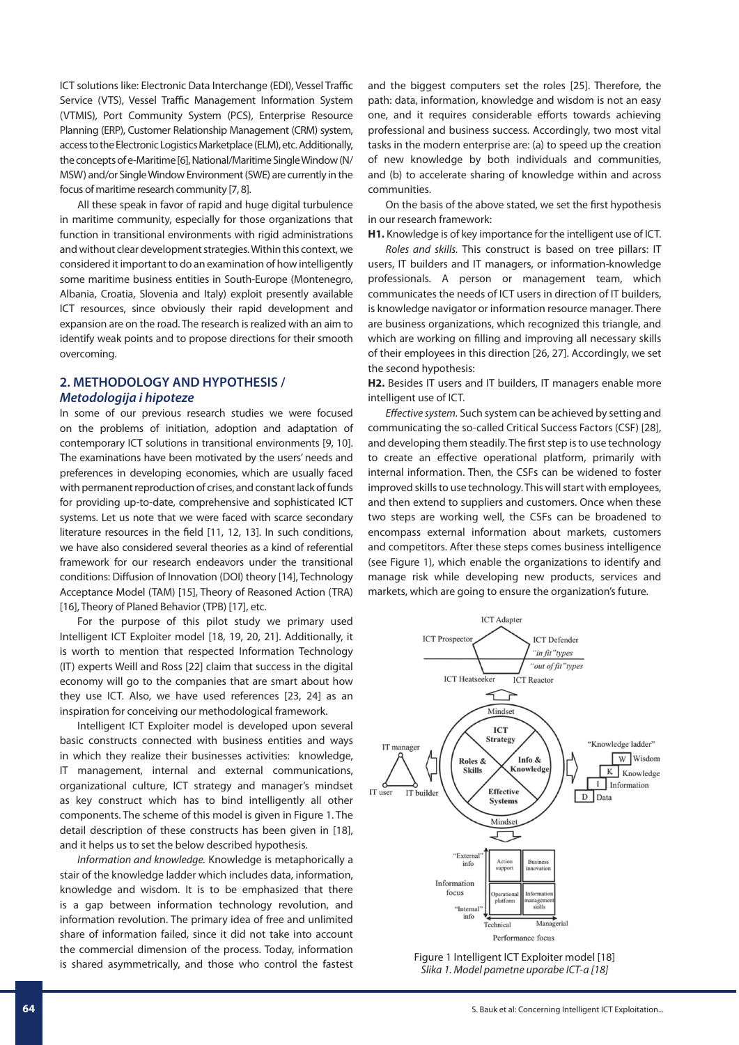ICT solutions like: Electronic Data Interchange (EDI), Vessel Traffic Service (VTS), Vessel Traffic Management Information System (VTMIS), Port Community System (PCS), Enterprise Resource Planning (ERP), Customer Relationship Management (CRM) system, access to the Electronic Logistics Marketplace (ELM), etc. Additionally, the concepts of e-Maritime [6], National/Maritime Single Window (N/MSW) and/or Single Window Environment (SWE) are currently in the focus of maritime research community [7, 8].

All these speak in favor of rapid and huge digital turbulence in maritime community, especially for those organizations that function in transitional environments with rigid administrations and without clear development strategies. Within this context, we considered it important to do an examination of how intelligently some maritime business entities in South-Europe (Montenegro, Albania, Croatia, Slovenia and Italy) exploit presently available ICT resources, since obviously their rapid development and expansion are on the road. The research is realized with an aim to identify weak points and to propose directions for their smooth overcoming.

## 2. METHODOLOGY AND HYPOTHESIS / *Metodologija i hipoteze*

In some of our previous research studies we were focused on the problems of initiation, adoption and adaptation of contemporary ICT solutions in transitional environments [9, 10]. The examinations have been motivated by the users' needs and preferences in developing economies, which are usually faced with permanent reproduction of crises, and constant lack of funds for providing up-to-date, comprehensive and sophisticated ICT systems. Let us note that we were faced with scarce secondary literature resources in the field [11, 12, 13]. In such conditions, we have also considered several theories as a kind of referential framework for our research endeavors under the transitional conditions: Diffusion of Innovation (DOI) theory [14], Technology Acceptance Model (TAM) [15], Theory of Reasoned Action (TRA) [16], Theory of Planed Behavior (TPB) [17], etc.

For the purpose of this pilot study we primary used Intelligent ICT Exploiter model [18, 19, 20, 21]. Additionally, it is worth to mention that respected Information Technology (IT) experts Weill and Ross [22] claim that success in the digital economy will go to the companies that are smart about how they use ICT. Also, we have used references [23, 24] as an inspiration for conceiving our methodological framework.

Intelligent ICT Exploiter model is developed upon several basic constructs connected with business entities and ways in which they realize their businesses activities: knowledge, IT management, internal and external communications, organizational culture, ICT strategy and manager's mindset as key construct which has to bind intelligently all other components. The scheme of this model is given in Figure 1. The detail description of these constructs has been given in [18], and it helps us to set the below described hypothesis.

*Information and knowledge.* Knowledge is metaphorically a stair of the knowledge ladder which includes data, information, knowledge and wisdom. It is to be emphasized that there is a gap between information technology revolution, and information revolution. The primary idea of free and unlimited share of information failed, since it did not take into account the commercial dimension of the process. Today, information is shared asymmetrically, and those who control the fastest and the biggest computers set the roles [25]. Therefore, the path: data, information, knowledge and wisdom is not an easy one, and it requires considerable efforts towards achieving professional and business success. Accordingly, two most vital tasks in the modern enterprise are: (a) to speed up the creation of new knowledge by both individuals and communities, and (b) to accelerate sharing of knowledge within and across communities.

On the basis of the above stated, we set the first hypothesis in our research framework:

**H1.** Knowledge is of key importance for the intelligent use of ICT.

*Roles and skills.* This construct is based on tree pillars: IT users, IT builders and IT managers, or information-knowledge professionals. A person or management team, which communicates the needs of ICT users in direction of IT builders, is knowledge navigator or information resource manager. There are business organizations, which recognized this triangle, and which are working on filling and improving all necessary skills of their employees in this direction [26, 27]. Accordingly, we set the second hypothesis:

**H2.** Besides IT users and IT builders, IT managers enable more intelligent use of ICT.

*Effective system.* Such system can be achieved by setting and communicating the so-called Critical Success Factors (CSF) [28], and developing them steadily. The first step is to use technology to create an effective operational platform, primarily with internal information. Then, the CSFs can be widened to foster improved skills to use technology. This will start with employees, and then extend to suppliers and customers. Once when these two steps are working well, the CSFs can be broadened to encompass external information about markets, customers and competitors. After these steps comes business intelligence (see Figure 1), which enable the organizations to identify and manage risk while developing new products, services and markets, which are going to ensure the organization's future.

Figure 1 Intelligent ICT Exploiter model [18]
*Slika 1. Model pametne uporabe ICT-a [18]*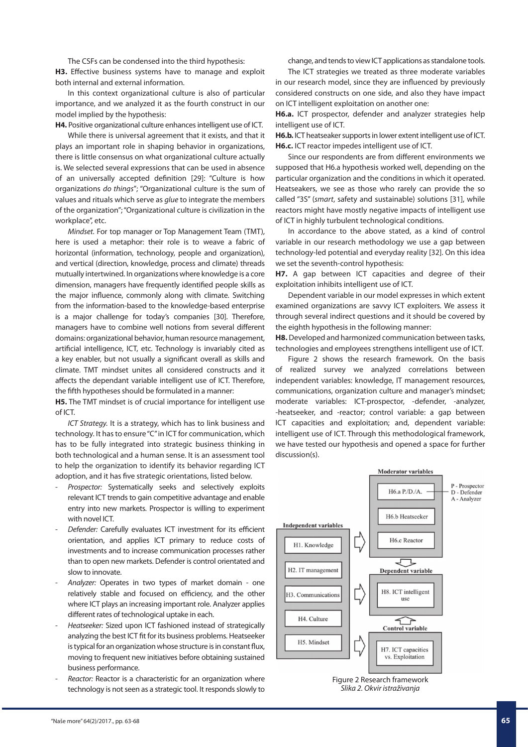The CSFs can be condensed into the third hypothesis:

**H3.** Effective business systems have to manage and exploit both internal and external information.

In this context organizational culture is also of particular importance, and we analyzed it as the fourth construct in our model implied by the hypothesis:

**H4.** Positive organizational culture enhances intelligent use of ICT.

While there is universal agreement that it exists, and that it plays an important role in shaping behavior in organizations, there is little consensus on what organizational culture actually is. We selected several expressions that can be used in absence of an universally accepted definition [29]: "Culture is how organizations *do things*"; "Organizational culture is the sum of values and rituals which serve as *glue* to integrate the members of the organization"; "Organizational culture is civilization in the workplace", etc.

*Mindset.* For top manager or Top Management Team (TMT), here is used a metaphor: their role is to weave a fabric of horizontal (information, technology, people and organization), and vertical (direction, knowledge, process and climate) threads mutually intertwined. In organizations where knowledge is a core dimension, managers have frequently identified people skills as the major influence, commonly along with climate. Switching from the information-based to the knowledge-based enterprise is a major challenge for today's companies [30]. Therefore, managers have to combine well notions from several different domains: organizational behavior, human resource management, artificial intelligence, ICT, etc. Technology is invariably cited as a key enabler, but not usually a significant overall as skills and climate. TMT mindset unites all considered constructs and it affects the dependant variable intelligent use of ICT. Therefore, the fifth hypotheses should be formulated in a manner:

**H5.** The TMT mindset is of crucial importance for intelligent use of ICT.

*ICT Strategy.* It is a strategy, which has to link business and technology. It has to ensure "C" in ICT for communication, which has to be fully integrated into strategic business thinking in both technological and a human sense. It is an assessment tool to help the organization to identify its behavior regarding ICT adoption, and it has five strategic orientations, listed below.

- *Prospector:* Systematically seeks and selectively exploits relevant ICT trends to gain competitive advantage and enable entry into new markets. Prospector is willing to experiment with novel ICT.
- *Defender:* Carefully evaluates ICT investment for its efficient orientation, and applies ICT primary to reduce costs of investments and to increase communication processes rather than to open new markets. Defender is control orientated and slow to innovate.
- *Analyzer:* Operates in two types of market domain - one relatively stable and focused on efficiency, and the other where ICT plays an increasing important role. Analyzer applies different rates of technological uptake in each.
- *Heatseeker:* Sized upon ICT fashioned instead of strategically analyzing the best ICT fit for its business problems. Heatseeker is typical for an organization whose structure is in constant flux, moving to frequent new initiatives before obtaining sustained business performance.
- *Reactor:* Reactor is a characteristic for an organization where technology is not seen as a strategic tool. It responds slowly to change, and tends to view ICT applications as standalone tools.

The ICT strategies we treated as three moderate variables in our research model, since they are influenced by previously considered constructs on one side, and also they have impact on ICT intelligent exploitation on another one:

**H6.a.** ICT prospector, defender and analyzer strategies help intelligent use of ICT.

**H6.b.** ICT heatseaker supports in lower extent intelligent use of ICT.

**H6.c.** ICT reactor impedes intelligent use of ICT.

Since our respondents are from different environments we supposed that H6.a hypothesis worked well, depending on the particular organization and the conditions in which it operated. Heatseakers, we see as those who rarely can provide the so called "3S" (*smart*, safety and sustainable) solutions [31], while reactors might have mostly negative impacts of intelligent use of ICT in highly turbulent technological conditions.

In accordance to the above stated, as a kind of control variable in our research methodology we use a gap between technology-led potential and everyday reality [32]. On this idea we set the seventh-control hypothesis:

**H7.** A gap between ICT capacities and degree of their exploitation inhibits intelligent use of ICT.

Dependent variable in our model expresses in which extent examined organizations are savvy ICT exploiters. We assess it through several indirect questions and it should be covered by the eighth hypothesis in the following manner:

**H8.** Developed and harmonized communication between tasks, technologies and employees strengthens intelligent use of ICT.

Figure 2 shows the research framework. On the basis of realized survey we analyzed correlations between independent variables: knowledge, IT management resources, communications, organization culture and manager's mindset; moderate variables: ICT-prospector, -defender, -analyzer, -heatseeker, and -reactor; control variable: a gap between ICT capacities and exploitation; and, dependent variable: intelligent use of ICT. Through this methodological framework, we have tested our hypothesis and opened a space for further discussion(s).

Figure 2 Research framework
*Slika 2. Okvir istraživanja*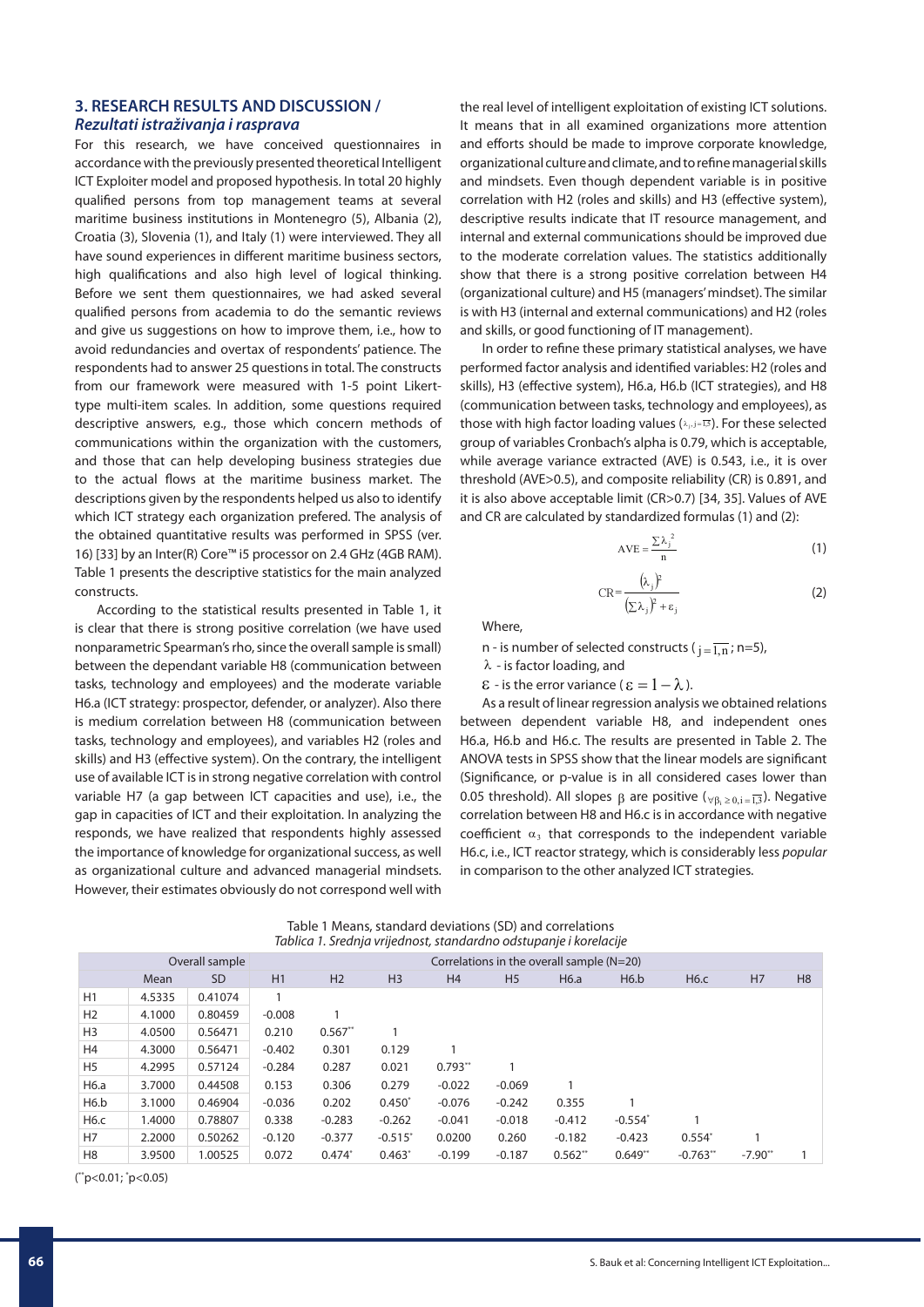## 3. RESEARCH RESULTS AND DISCUSSION / *Rezultati istraživanja i rasprava*

For this research, we have conceived questionnaires in accordance with the previously presented theoretical Intelligent ICT Exploiter model and proposed hypothesis. In total 20 highly qualified persons from top management teams at several maritime business institutions in Montenegro (5), Albania (2), Croatia (3), Slovenia (1), and Italy (1) were interviewed. They all have sound experiences in different maritime business sectors, high qualifications and also high level of logical thinking. Before we sent them questionnaires, we had asked several qualified persons from academia to do the semantic reviews and give us suggestions on how to improve them, i.e., how to avoid redundancies and overtax of respondents' patience. The respondents had to answer 25 questions in total. The constructs from our framework were measured with 1-5 point Likert-type multi-item scales. In addition, some questions required descriptive answers, e.g., those which concern methods of communications within the organization with the customers, and those that can help developing business strategies due to the actual flows at the maritime business market. The descriptions given by the respondents helped us also to identify which ICT strategy each organization prefered. The analysis of the obtained quantitative results was performed in SPSS (ver. 16) [33] by an Inter(R) Core™ i5 processor on 2.4 GHz (4GB RAM). Table 1 presents the descriptive statistics for the main analyzed constructs.

According to the statistical results presented in Table 1, it is clear that there is strong positive correlation (we have used nonparametric Spearman's rho, since the overall sample is small) between the dependant variable H8 (communication between tasks, technology and employees) and the moderate variable H6.a (ICT strategy: prospector, defender, or analyzer). Also there is medium correlation between H8 (communication between tasks, technology and employees), and variables H2 (roles and skills) and H3 (effective system). On the contrary, the intelligent use of available ICT is in strong negative correlation with control variable H7 (a gap between ICT capacities and use), i.e., the gap in capacities of ICT and their exploitation. In analyzing the responds, we have realized that respondents highly assessed the importance of knowledge for organizational success, as well as organizational culture and advanced managerial mindsets. However, their estimates obviously do not correspond well with the real level of intelligent exploitation of existing ICT solutions. It means that in all examined organizations more attention and efforts should be made to improve corporate knowledge, organizational culture and climate, and to refine managerial skills and mindsets. Even though dependent variable is in positive correlation with H2 (roles and skills) and H3 (effective system), descriptive results indicate that IT resource management, and internal and external communications should be improved due to the moderate correlation values. The statistics additionally show that there is a strong positive correlation between H4 (organizational culture) and H5 (managers' mindset). The similar is with H3 (internal and external communications) and H2 (roles and skills, or good functioning of IT management).

In order to refine these primary statistical analyses, we have performed factor analysis and identified variables: H2 (roles and skills), H3 (effective system), H6.a, H6.b (ICT strategies), and H8 (communication between tasks, technology and employees), as those with high factor loading values ($\lambda_j, j=\overline{1,5}$). For these selected group of variables Cronbach's alpha is 0.79, which is acceptable, while average variance extracted (AVE) is 0.543, i.e., it is over threshold (AVE>0.5), and composite reliability (CR) is 0.891, and it is also above acceptable limit (CR>0.7) [34, 35]. Values of AVE and CR are calculated by standardized formulas (1) and (2):

$$\text{AVE} = \frac{\sum \lambda_j^2}{n} \tag{1}$$

$$\text{CR} = \frac{(\lambda_j)^2}{(\sum \lambda_j)^2 + \varepsilon_j} \tag{2}$$

Where,

n - is number of selected constructs ($j=\overline{1,n}$; n=5),

$\lambda$ - is factor loading, and

$\varepsilon$ - is the error variance ($\varepsilon = 1-\lambda$).

As a result of linear regression analysis we obtained relations between dependent variable H8, and independent ones H6.a, H6.b and H6.c. The results are presented in Table 2. The ANOVA tests in SPSS show that the linear models are significant (Significance, or p-value is in all considered cases lower than 0.05 threshold). All slopes $\beta$ are positive ($\forall \beta_i \geq 0, i=\overline{1,3}$). Negative correlation between H8 and H6.c is in accordance with negative coefficient $\alpha_3$ that corresponds to the independent variable H6.c, i.e., ICT reactor strategy, which is considerably less *popular* in comparison to the other analyzed ICT strategies.

Table 1 Means, standard deviations (SD) and correlations
*Tablica 1. Srednja vrijednost, standardno odstupanje i korelacije*

| | Overall sample | | Correlations in the overall sample (N=20) | | | | | | | | | |
|---|---|---|---|---|---|---|---|---|---|---|---|---|
| | Mean | SD | H1 | H2 | H3 | H4 | H5 | H6.a | H6.b | H6.c | H7 | H8 |
| H1 | 4.5335 | 0.41074 | 1 | | | | | | | | | |
| H2 | 4.1000 | 0.80459 | -0.008 | 1 | | | | | | | | |
| H3 | 4.0500 | 0.56471 | 0.210 | 0.567** | 1 | | | | | | | |
| H4 | 4.3000 | 0.56471 | -0.402 | 0.301 | 0.129 | 1 | | | | | | |
| H5 | 4.2995 | 0.57124 | -0.284 | 0.287 | 0.021 | 0.793** | 1 | | | | | |
| H6.a | 3.7000 | 0.44508 | 0.153 | 0.306 | 0.279 | -0.022 | -0.069 | 1 | | | | |
| H6.b | 3.1000 | 0.46904 | -0.036 | 0.202 | 0.450* | -0.076 | -0.242 | 0.355 | 1 | | | |
| H6.c | 1.4000 | 0.78807 | 0.338 | -0.283 | -0.262 | -0.041 | -0.018 | -0.412 | -0.554* | 1 | | |
| H7 | 2.2000 | 0.50262 | -0.120 | -0.377 | -0.515* | 0.0200 | 0.260 | -0.182 | -0.423 | 0.554* | 1 | |
| H8 | 3.9500 | 1.00525 | 0.072 | 0.474* | 0.463* | -0.199 | -0.187 | 0.562** | 0.649** | -0.763** | -7.90** | 1 |

(**p<0.01; *p<0.05)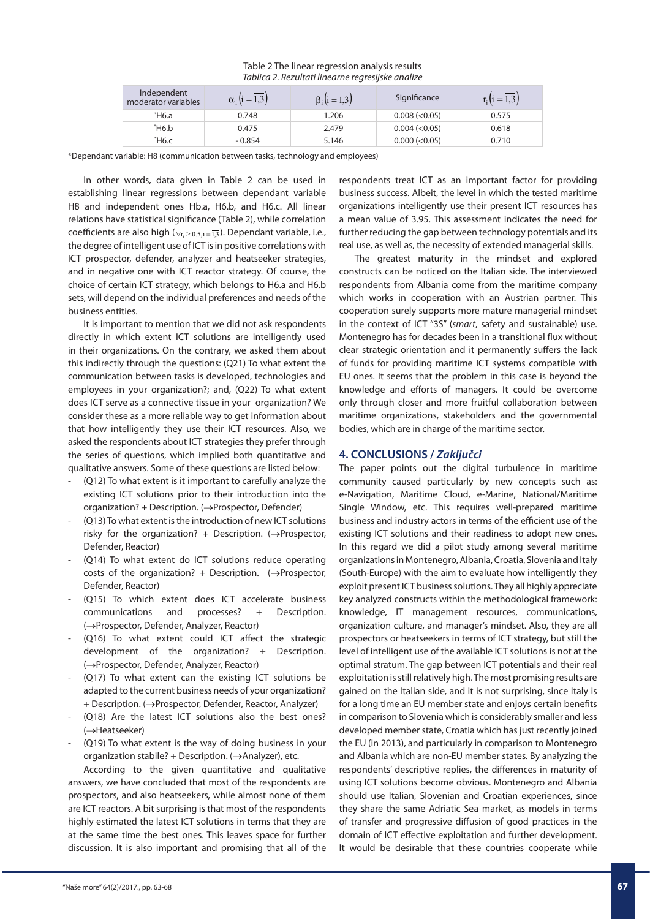Table 2 The linear regression analysis results
*Tablica 2. Rezultati linearne regresijske analize*

| Independent moderator variables | $\alpha_i \left(i = \overline{1,3}\right)$ | $\beta_i \left(i = \overline{1,3}\right)$ | Significance | $r_i \left(i = \overline{1,3}\right)$ |
|---|---|---|---|---|
| *H6.a | 0.748 | 1.206 | 0.008 (<0.05) | 0.575 |
| *H6.b | 0.475 | 2.479 | 0.004 (<0.05) | 0.618 |
| *H6.c | - 0.854 | 5.146 | 0.000 (<0.05) | 0.710 |

*Dependant variable: H8 (communication between tasks, technology and employees)

In other words, data given in Table 2 can be used in establishing linear regressions between dependant variable H8 and independent ones Hb.a, H6.b, and H6.c. All linear relations have statistical significance (Table 2), while correlation coefficients are also high ($\forall r_i \geq 0.5, i = \overline{1,3}$). Dependant variable, i.e., the degree of intelligent use of ICT is in positive correlations with ICT prospector, defender, analyzer and heatseeker strategies, and in negative one with ICT reactor strategy. Of course, the choice of certain ICT strategy, which belongs to H6.a and H6.b sets, will depend on the individual preferences and needs of the business entities.

It is important to mention that we did not ask respondents directly in which extent ICT solutions are intelligently used in their organizations. On the contrary, we asked them about this indirectly through the questions: (Q21) To what extent the communication between tasks is developed, technologies and employees in your organization?; and, (Q22) To what extent does ICT serve as a connective tissue in your organization? We consider these as a more reliable way to get information about that how intelligently they use their ICT resources. Also, we asked the respondents about ICT strategies they prefer through the series of questions, which implied both quantitative and qualitative answers. Some of these questions are listed below:

- (Q12) To what extent is it important to carefully analyze the existing ICT solutions prior to their introduction into the organization? + Description. (→Prospector, Defender)
- (Q13) To what extent is the introduction of new ICT solutions risky for the organization? + Description. (→Prospector, Defender, Reactor)
- (Q14) To what extent do ICT solutions reduce operating costs of the organization? + Description. (→Prospector, Defender, Reactor)
- (Q15) To which extent does ICT accelerate business communications and processes? + Description. (→Prospector, Defender, Analyzer, Reactor)
- (Q16) To what extent could ICT affect the strategic development of the organization? + Description. (→Prospector, Defender, Analyzer, Reactor)
- (Q17) To what extent can the existing ICT solutions be adapted to the current business needs of your organization? + Description. (→Prospector, Defender, Reactor, Analyzer)
- (Q18) Are the latest ICT solutions also the best ones? (→Heatseeker)
- (Q19) To what extent is the way of doing business in your organization stabile? + Description. (→Analyzer), etc.

According to the given quantitative and qualitative answers, we have concluded that most of the respondents are prospectors, and also heatseekers, while almost none of them are ICT reactors. A bit surprising is that most of the respondents highly estimated the latest ICT solutions in terms that they are at the same time the best ones. This leaves space for further discussion. It is also important and promising that all of the respondents treat ICT as an important factor for providing business success. Albeit, the level in which the tested maritime organizations intelligently use their present ICT resources has a mean value of 3.95. This assessment indicates the need for further reducing the gap between technology potentials and its real use, as well as, the necessity of extended managerial skills.

The greatest maturity in the mindset and explored constructs can be noticed on the Italian side. The interviewed respondents from Albania come from the maritime company which works in cooperation with an Austrian partner. This cooperation surely supports more mature managerial mindset in the context of ICT "3S" (*smart*, safety and sustainable) use. Montenegro has for decades been in a transitional flux without clear strategic orientation and it permanently suffers the lack of funds for providing maritime ICT systems compatible with EU ones. It seems that the problem in this case is beyond the knowledge and efforts of managers. It could be overcome only through closer and more fruitful collaboration between maritime organizations, stakeholders and the governmental bodies, which are in charge of the maritime sector.

## 4. CONCLUSIONS / *Zaključci*

The paper points out the digital turbulence in maritime community caused particularly by new concepts such as: e-Navigation, Maritime Cloud, e-Marine, National/Maritime Single Window, etc. This requires well-prepared maritime business and industry actors in terms of the efficient use of the existing ICT solutions and their readiness to adopt new ones. In this regard we did a pilot study among several maritime organizations in Montenegro, Albania, Croatia, Slovenia and Italy (South-Europe) with the aim to evaluate how intelligently they exploit present ICT business solutions. They all highly appreciate key analyzed constructs within the methodological framework: knowledge, IT management resources, communications, organization culture, and manager's mindset. Also, they are all prospectors or heatseekers in terms of ICT strategy, but still the level of intelligent use of the available ICT solutions is not at the optimal stratum. The gap between ICT potentials and their real exploitation is still relatively high. The most promising results are gained on the Italian side, and it is not surprising, since Italy is for a long time an EU member state and enjoys certain benefits in comparison to Slovenia which is considerably smaller and less developed member state, Croatia which has just recently joined the EU (in 2013), and particularly in comparison to Montenegro and Albania which are non-EU member states. By analyzing the respondents' descriptive replies, the differences in maturity of using ICT solutions become obvious. Montenegro and Albania should use Italian, Slovenian and Croatian experiences, since they share the same Adriatic Sea market, as models in terms of transfer and progressive diffusion of good practices in the domain of ICT effective exploitation and further development. It would be desirable that these countries cooperate while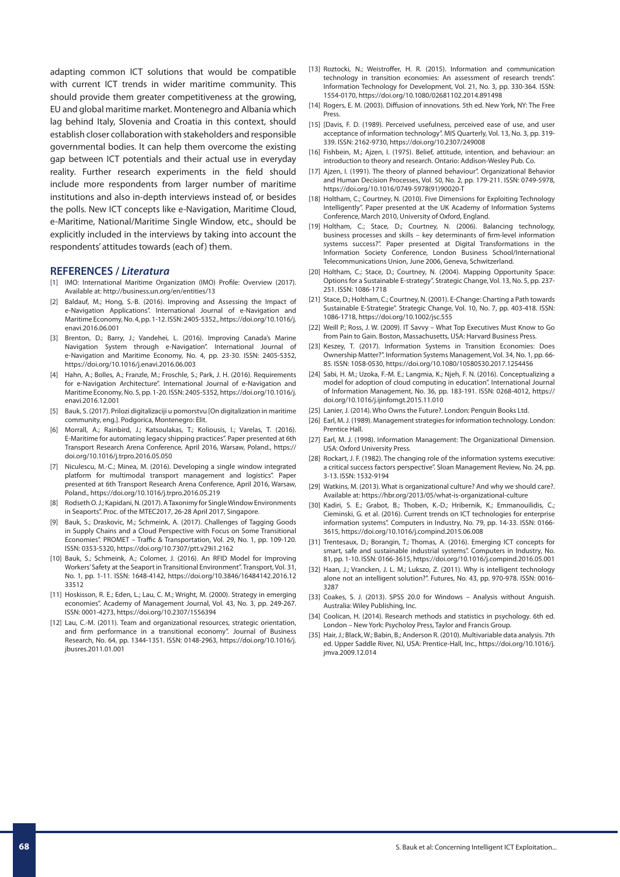adapting common ICT solutions that would be compatible with current ICT trends in wider maritime community. This should provide them greater competitiveness at the growing, EU and global maritime market. Montenegro and Albania which lag behind Italy, Slovenia and Croatia in this context, should establish closer collaboration with stakeholders and responsible governmental bodies. It can help them overcome the existing gap between ICT potentials and their actual use in everyday reality. Further research experiments in the field should include more respondents from larger number of maritime institutions and also in-depth interviews instead of, or besides the polls. New ICT concepts like e-Navigation, Maritime Cloud, e-Maritime, National/Maritime Single Window, etc., should be explicitly included in the interviews by taking into account the respondents' attitudes towards (each of) them.

## REFERENCES / *Literatura*

[1] IMO: International Maritime Organization (IMO) Profile: Overview (2017). Available at: http://business.un.org/en/entities/13

[2] Baldauf, M.; Hong, S.-B. (2016). Improving and Assessing the Impact of e-Navigation Applications". International Journal of e-Navigation and Maritime Economy, No. 4, pp. 1-12. ISSN: 2405-5352., https://doi.org/10.1016/j.enavi.2016.06.001

[3] Brenton, D.; Barry, J.; Vandehei, L. (2016). Improving Canada's Marine Navigation System through e-Navigation". International Journal of e-Navigation and Maritime Economy, No. 4, pp. 23-30. ISSN: 2405-5352, https://doi.org/10.1016/j.enavi.2016.06.003

[4] Hahn, A.; Bolles, A.; Franzle, M.; Froschle, S.; Park, J. H. (2016). Requirements for e-Navigation Architecture". International Journal of e-Navigation and Maritime Economy, No. 5, pp. 1-20. ISSN: 2405-5352, https://doi.org/10.1016/j.enavi.2016.12.001

[5] Bauk, S. (2017). Prilozi digitalizaciji u pomorstvu [On digitalization in maritime community, eng.]. Podgorica, Montenegro: Elit.

[6] Morrall, A.; Rainbird, J.; Katsoulakas, T.; Koliousis, I.; Varelas, T. (2016). E-Maritime for automating legacy shipping practices". Paper presented at 6th Transport Research Arena Conference, April 2016, Warsaw, Poland., https://doi.org/10.1016/j.trpro.2016.05.050

[7] Niculescu, M.-C.; Minea, M. (2016). Developing a single window integrated platform for multimodal transport management and logistics". Paper presented at 6th Transport Research Arena Conference, April 2016, Warsaw, Poland., https://doi.org/10.1016/j.trpro.2016.05.219

[8] Rodseth O. J.; Kapidani, N. (2017). A Taxonimy for Single Window Environments in Seaports". Proc. of the MTEC2017, 26-28 April 2017, Singapore.

[9] Bauk, S.; Draskovic, M.; Schmeink, A. (2017). Challenges of Tagging Goods in Supply Chains and a Cloud Perspective with Focus on Some Transitional Economies". PROMET – Traffic & Transportation, Vol. 29, No. 1, pp. 109-120. ISSN: 0353-5320, https://doi.org/10.7307/ptt.v29i1.2162

[10] Bauk, S.; Schmeink, A.; Colomer, J. (2016). An RFID Model for Improving Workers' Safety at the Seaport in Transitional Environment". Transport, Vol. 31, No. 1, pp. 1-11. ISSN: 1648-4142, https://doi.org/10.3846/16484142.2016.1233512

[11] Hoskisson, R. E.; Eden, L.; Lau, C. M.; Wright, M. (2000). Strategy in emerging economies". Academy of Management Journal, Vol. 43, No. 3, pp. 249-267. ISSN: 0001-4273, https://doi.org/10.2307/1556394

[12] Lau, C.-M. (2011). Team and organizational resources, strategic orientation, and firm performance in a transitional economy". Journal of Business Research, No. 64, pp. 1344-1351. ISSN: 0148-2963, https://doi.org/10.1016/j.jbusres.2011.01.001

[13] Roztocki, N.; Weistroffer, H. R. (2015). Information and communication technology in transition economies: An assessment of research trends". Information Technology for Development, Vol. 21, No. 3, pp. 330-364. ISSN: 1554-0170, https://doi.org/10.1080/02681102.2014.891498

[14] Rogers, E. M. (2003). Diffusion of innovations. 5th ed. New York, NY: The Free Press.

[15] [Davis, F. D. (1989). Perceived usefulness, perceived ease of use, and user acceptance of information technology". MIS Quarterly, Vol. 13, No. 3, pp. 319-339. ISSN: 2162-9730, https://doi.org/10.2307/249008

[16] Fishbein, M.; Ajzen, I. (1975). Belief, attitude, intention, and behaviour: an introduction to theory and research. Ontario: Addison-Wesley Pub. Co.

[17] Ajzen, I. (1991). The theory of planned behaviour". Organizational Behavior and Human Decision Processes, Vol. 50, No. 2, pp. 179-211. ISSN: 0749-5978, https://doi.org/10.1016/0749-5978(91)90020-T

[18] Holtham, C.; Courtney, N. (2010). Five Dimensions for Exploiting Technology Intelligently". Paper presented at the UK Academy of Information Systems Conference, March 2010, University of Oxford, England.

[19] Holtham, C.; Stace, D.; Courtney, N. (2006). Balancing technology, business processes and skills – key determinants of firm-level information systems success?". Paper presented at Digital Transformations in the Information Society Conference, London Business School/International Telecommunications Union, June 2006, Geneva, Schwitzerland.

[20] Holtham, C.; Stace, D.; Courtney, N. (2004). Mapping Opportunity Space: Options for a Sustainable E-strategy". Strategic Change, Vol. 13, No. 5, pp. 237-251. ISSN: 1086-1718

[21] Stace, D.; Holtham, C.; Courtney, N. (2001). E-Change: Charting a Path towards Sustainable E-Strategie". Strategic Change, Vol. 10, No. 7, pp. 403-418. ISSN: 1086-1718, https://doi.org/10.1002/jsc.555

[22] Weill P.; Ross, J. W. (2009). IT Savvy – What Top Executives Must Know to Go from Pain to Gain. Boston, Massachusetts, USA: Harvard Business Press.

[23] Keszey, T. (2017). Information Systems in Transition Economies: Does Ownership Matter?". Information Systems Management, Vol. 34, No. 1, pp. 66-85. ISSN: 1058-0530, https://doi.org/10.1080/10580530.2017.1254456

[24] Sabi, H. M.; Uzoka, F.-M. E.; Langmia, K.; Njeh, F. N. (2016). Conceptualizing a model for adoption of cloud computing in education". International Journal of Information Management, No. 36, pp. 183-191. ISSN: 0268-4012, https://doi.org/10.1016/j.ijinfomgt.2015.11.010

[25] Lanier, J. (2014). Who Owns the Future?. London: Penguin Books Ltd.

[26] Earl, M. J. (1989). Management strategies for information technology. London: Prentice Hall.

[27] Earl, M. J. (1998). Information Management: The Organizational Dimension. USA: Oxford University Press.

[28] Rockart, J. F. (1982). The changing role of the information systems executive: a critical success factors perspective". Sloan Management Review, No. 24, pp. 3-13. ISSN: 1532-9194

[29] Watkins, M. (2013). What is organizational culture? And why we should care?. Available at: https://hbr.org/2013/05/what-is-organizational-culture

[30] Kadiri, S. E.; Grabot, B.; Thoben, K.-D.; Hribernik, K.; Emmanouilidis, C.; Cieminski, G. et al. (2016). Current trends on ICT technologies for enterprise information systems". Computers in Industry, No. 79, pp. 14-33. ISSN: 0166-3615, https://doi.org/10.1016/j.compind.2015.06.008

[31] Trentesaux, D.; Borangin, T.; Thomas, A. (2016). Emerging ICT concepts for smart, safe and sustainable industrial systems". Computers in Industry, No. 81, pp. 1-10. ISSN: 0166-3615, https://doi.org/10.1016/j.compind.2016.05.001

[32] Haan, J.; Vrancken, J. L. M.; Lukszo, Z. (2011). Why is intelligent technology alone not an intelligent solution?". Futures, No. 43, pp. 970-978. ISSN: 0016-3287

[33] Coakes, S. J. (2013). SPSS 20.0 for Windows – Analysis without Anguish. Australia: Wiley Publishing, Inc.

[34] Coolican, H. (2014). Research methods and statistics in psychology. 6th ed. London – New York: Psycholoy Press, Taylor and Francis Group.

[35] Hair, J.; Black, W.; Babin, B.; Anderson R. (2010). Multivariable data analysis. 7th ed. Upper Saddle River, NJ, USA: Prentice-Hall, Inc., https://doi.org/10.1016/j.jmva.2009.12.014